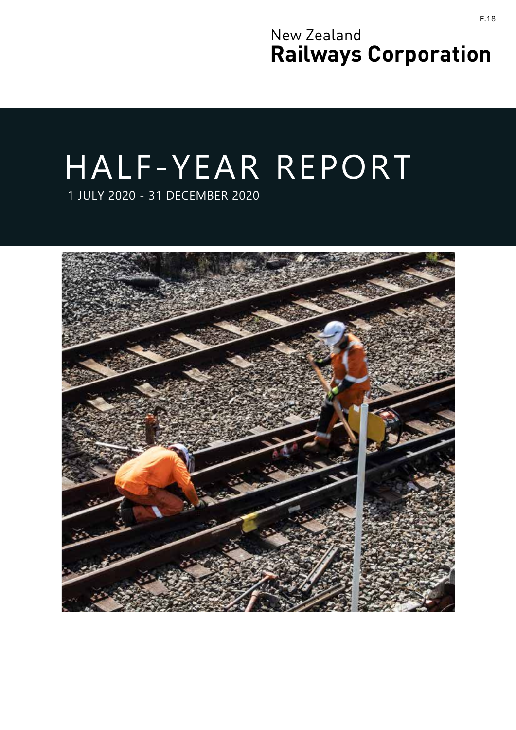F.18

New Zealand
**Railways Corporation**

# HALF-YEAR REPORT

1 JULY 2020 - 31 DECEMBER 2020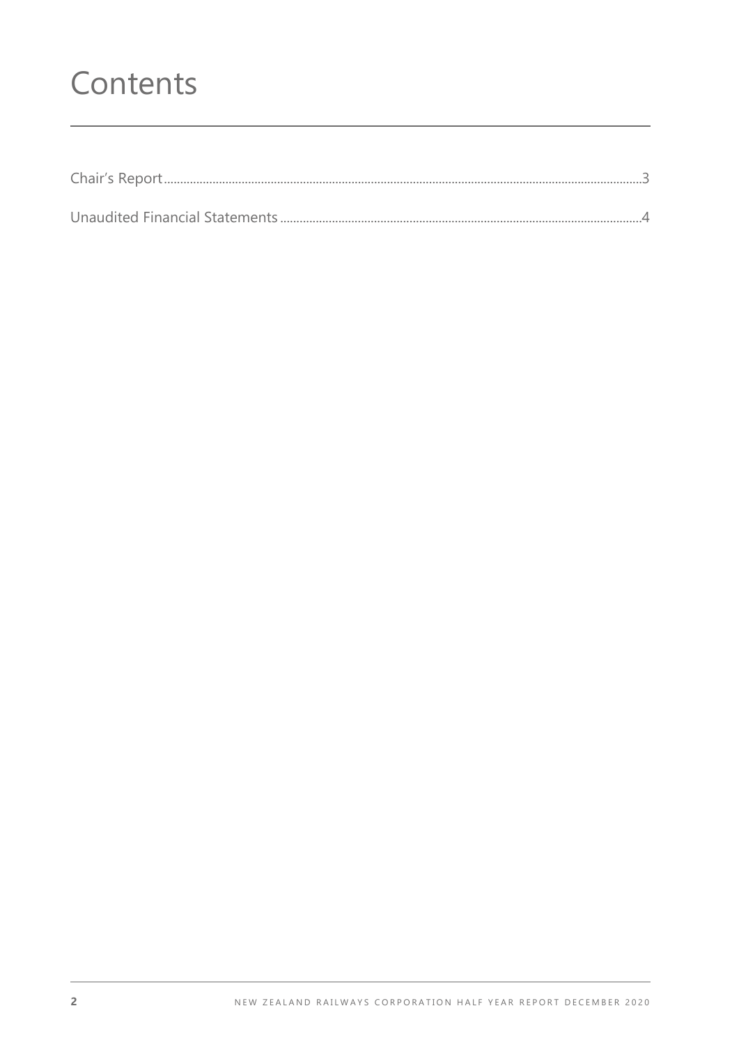# Contents

Chair's Report....................................................................................................................................3

Unaudited Financial Statements ...............................................................................................4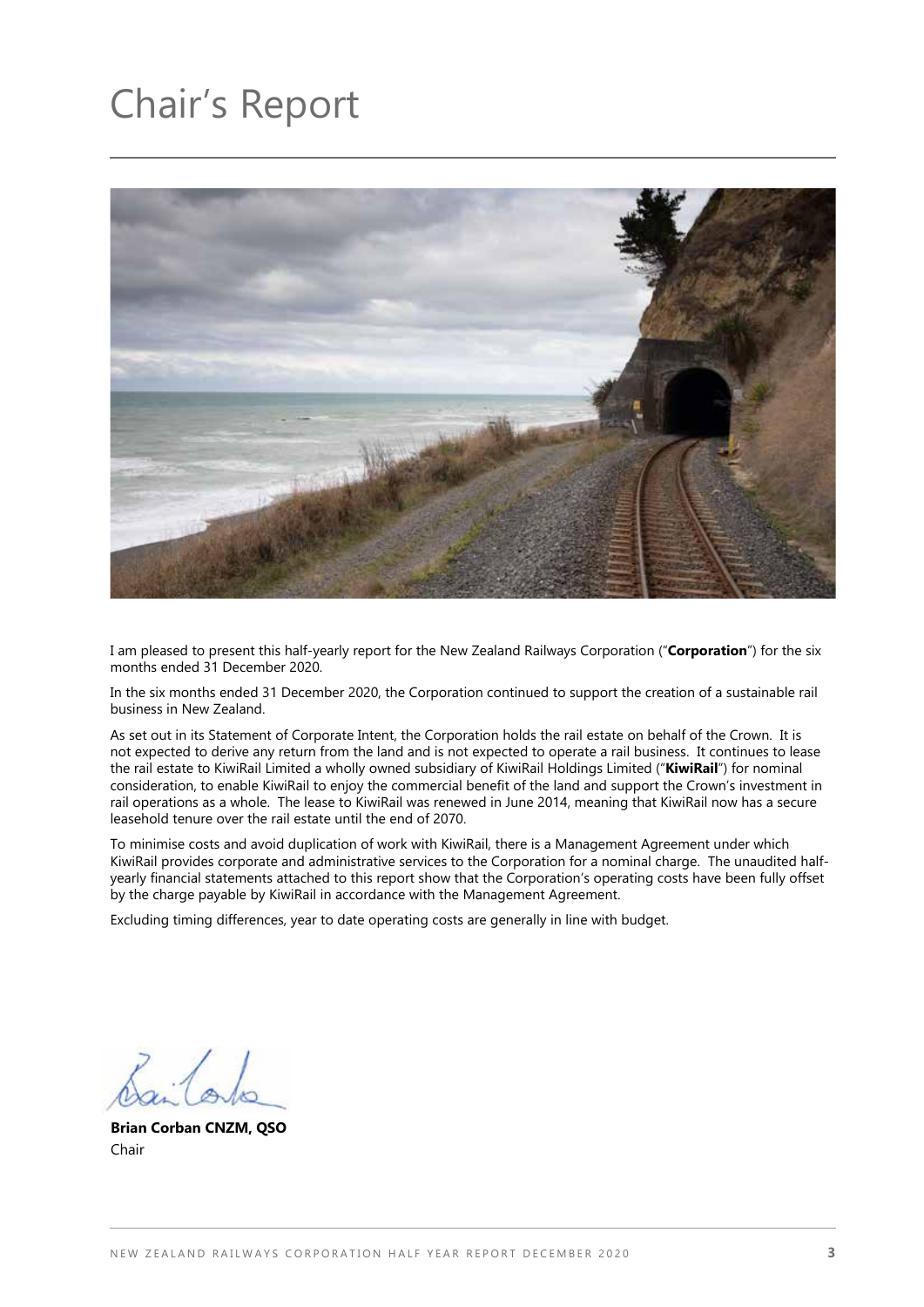# Chair's Report

I am pleased to present this half-yearly report for the New Zealand Railways Corporation ("**Corporation**") for the six months ended 31 December 2020.

In the six months ended 31 December 2020, the Corporation continued to support the creation of a sustainable rail business in New Zealand.

As set out in its Statement of Corporate Intent, the Corporation holds the rail estate on behalf of the Crown. It is not expected to derive any return from the land and is not expected to operate a rail business. It continues to lease the rail estate to KiwiRail Limited a wholly owned subsidiary of KiwiRail Holdings Limited ("**KiwiRail**") for nominal consideration, to enable KiwiRail to enjoy the commercial benefit of the land and support the Crown's investment in rail operations as a whole. The lease to KiwiRail was renewed in June 2014, meaning that KiwiRail now has a secure leasehold tenure over the rail estate until the end of 2070.

To minimise costs and avoid duplication of work with KiwiRail, there is a Management Agreement under which KiwiRail provides corporate and administrative services to the Corporation for a nominal charge. The unaudited half-yearly financial statements attached to this report show that the Corporation's operating costs have been fully offset by the charge payable by KiwiRail in accordance with the Management Agreement.

Excluding timing differences, year to date operating costs are generally in line with budget.

**Brian Corban CNZM, QSO**
Chair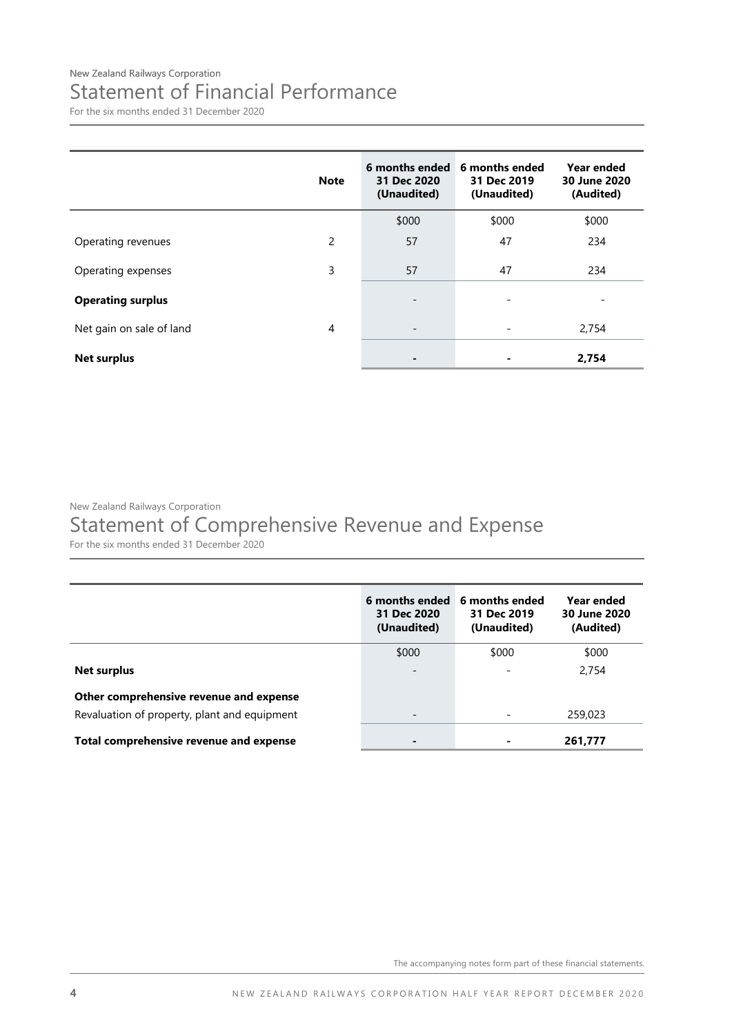New Zealand Railways Corporation

# Statement of Financial Performance

For the six months ended 31 December 2020

| | Note | 6 months ended 31 Dec 2020 (Unaudited) | 6 months ended 31 Dec 2019 (Unaudited) | Year ended 30 June 2020 (Audited) |
|---|---|---|---|---|
| | | $000 | $000 | $000 |
| Operating revenues | 2 | 57 | 47 | 234 |
| Operating expenses | 3 | 57 | 47 | 234 |
| **Operating surplus** | | - | - | - |
| Net gain on sale of land | 4 | - | - | 2,754 |
| **Net surplus** | | **-** | **-** | **2,754** |

New Zealand Railways Corporation

# Statement of Comprehensive Revenue and Expense

For the six months ended 31 December 2020

| | 6 months ended 31 Dec 2020 (Unaudited) | 6 months ended 31 Dec 2019 (Unaudited) | Year ended 30 June 2020 (Audited) |
|---|---|---|---|
| | $000 | $000 | $000 |
| **Net surplus** | - | - | 2,754 |
| **Other comprehensive revenue and expense** | | | |
| Revaluation of property, plant and equipment | - | - | 259,023 |
| **Total comprehensive revenue and expense** | **-** | **-** | **261,777** |

The accompanying notes form part of these financial statements.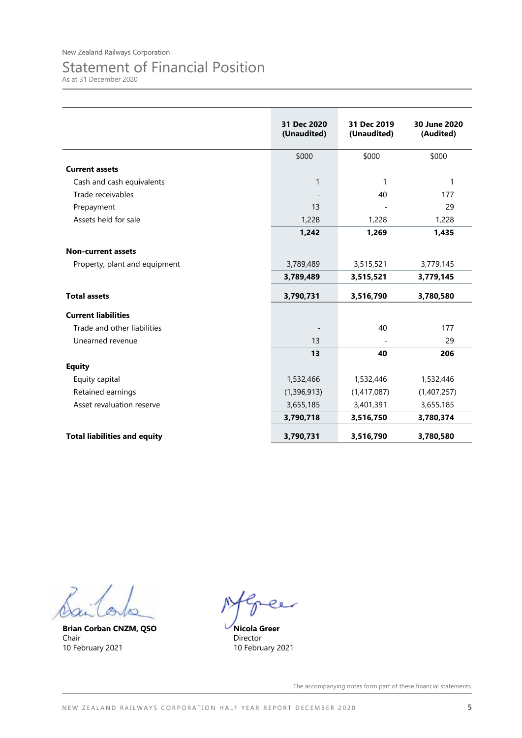New Zealand Railways Corporation

# Statement of Financial Position

As at 31 December 2020

| | 31 Dec 2020 (Unaudited) | 31 Dec 2019 (Unaudited) | 30 June 2020 (Audited) |
|---|---|---|---|
| | $000 | $000 | $000 |
| **Current assets** | | | |
| Cash and cash equivalents | 1 | 1 | 1 |
| Trade receivables | - | 40 | 177 |
| Prepayment | 13 | - | 29 |
| Assets held for sale | 1,228 | 1,228 | 1,228 |
| | **1,242** | **1,269** | **1,435** |
| **Non-current assets** | | | |
| Property, plant and equipment | 3,789,489 | 3,515,521 | 3,779,145 |
| | **3,789,489** | **3,515,521** | **3,779,145** |
| **Total assets** | **3,790,731** | **3,516,790** | **3,780,580** |
| **Current liabilities** | | | |
| Trade and other liabilities | - | 40 | 177 |
| Unearned revenue | 13 | - | 29 |
| | **13** | **40** | **206** |
| **Equity** | | | |
| Equity capital | 1,532,466 | 1,532,446 | 1,532,446 |
| Retained earnings | (1,396,913) | (1,417,087) | (1,407,257) |
| Asset revaluation reserve | 3,655,185 | 3,401,391 | 3,655,185 |
| | **3,790,718** | **3,516,750** | **3,780,374** |
| **Total liabilities and equity** | **3,790,731** | **3,516,790** | **3,780,580** |

**Brian Corban CNZM, QSO**
Chair
10 February 2021

**Nicola Greer**
Director
10 February 2021

The accompanying notes form part of these financial statements.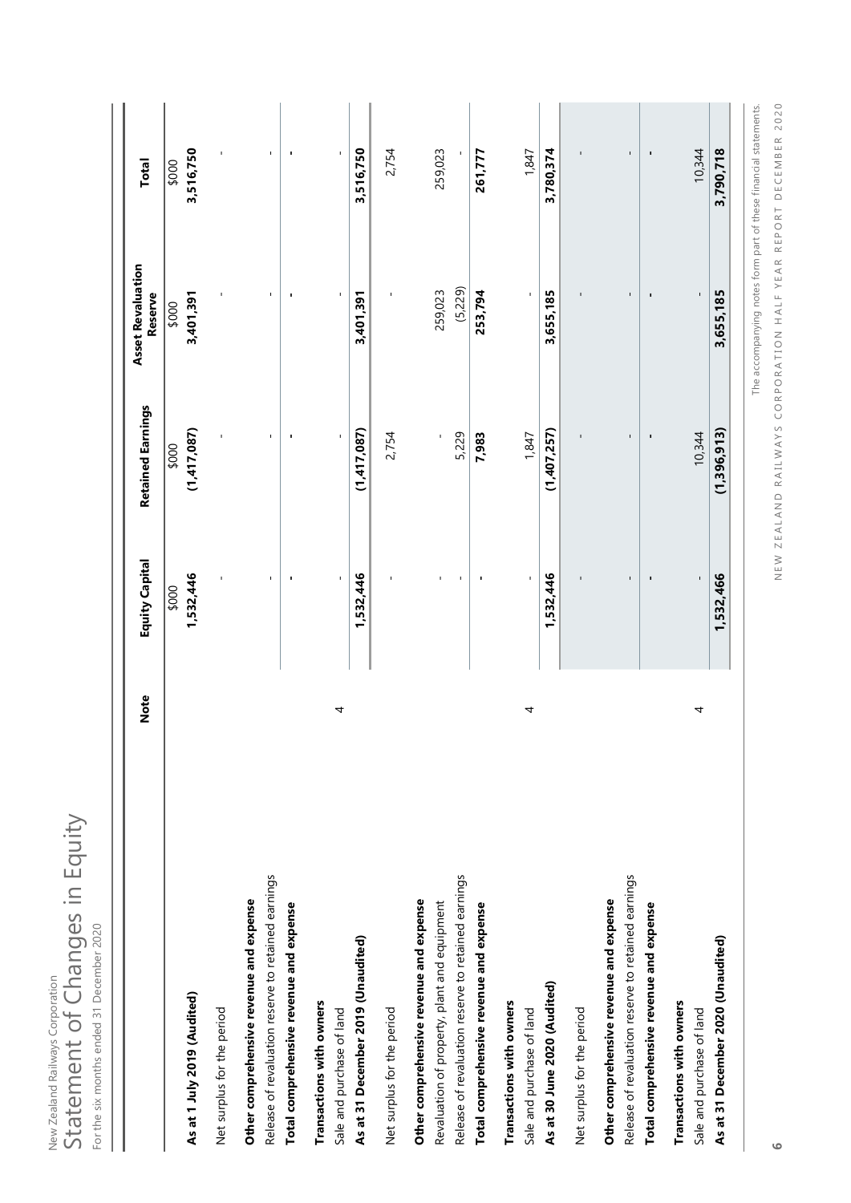New Zealand Railways Corporation

# Statement of Changes in Equity

For the six months ended 31 December 2020

| | Note | Equity Capital | Retained Earnings | Asset Revaluation Reserve | Total |
|---|---|---|---|---|---|
| | | $000 | $000 | $000 | $000 |
| **As at 1 July 2019 (Audited)** | | **1,532,446** | **(1,417,087)** | **3,401,391** | **3,516,750** |
| Net surplus for the period | | - | - | - | - |
| **Other comprehensive revenue and expense** | | | | | |
| Release of revaluation reserve to retained earnings | | - | - | - | - |
| **Total comprehensive revenue and expense** | | **-** | **-** | **-** | **-** |
| **Transactions with owners** | | | | | |
| Sale and purchase of land | 4 | - | - | - | - |
| **As at 31 December 2019 (Unaudited)** | | **1,532,446** | **(1,417,087)** | **3,401,391** | **3,516,750** |
| Net surplus for the period | | - | 2,754 | - | 2,754 |
| **Other comprehensive revenue and expense** | | | | | |
| Revaluation of property, plant and equipment | | - | - | 259,023 | 259,023 |
| Release of revaluation reserve to retained earnings | | - | 5,229 | (5,229) | - |
| **Total comprehensive revenue and expense** | | **-** | **7,983** | **253,794** | **261,777** |
| **Transactions with owners** | | | | | |
| Sale and purchase of land | 4 | - | 1,847 | - | 1,847 |
| **As at 30 June 2020 (Audited)** | | **1,532,446** | **(1,407,257)** | **3,655,185** | **3,780,374** |
| Net surplus for the period | | - | - | - | - |
| **Other comprehensive revenue and expense** | | | | | |
| Release of revaluation reserve to retained earnings | | - | - | - | - |
| **Total comprehensive revenue and expense** | | **-** | **-** | **-** | **-** |
| **Transactions with owners** | | | | | |
| Sale and purchase of land | 4 | - | 10,344 | - | 10,344 |
| **As at 31 December 2020 (Unaudited)** | | **1,532,466** | **(1,396,913)** | **3,655,185** | **3,790,718** |

The accompanying notes form part of these financial statements.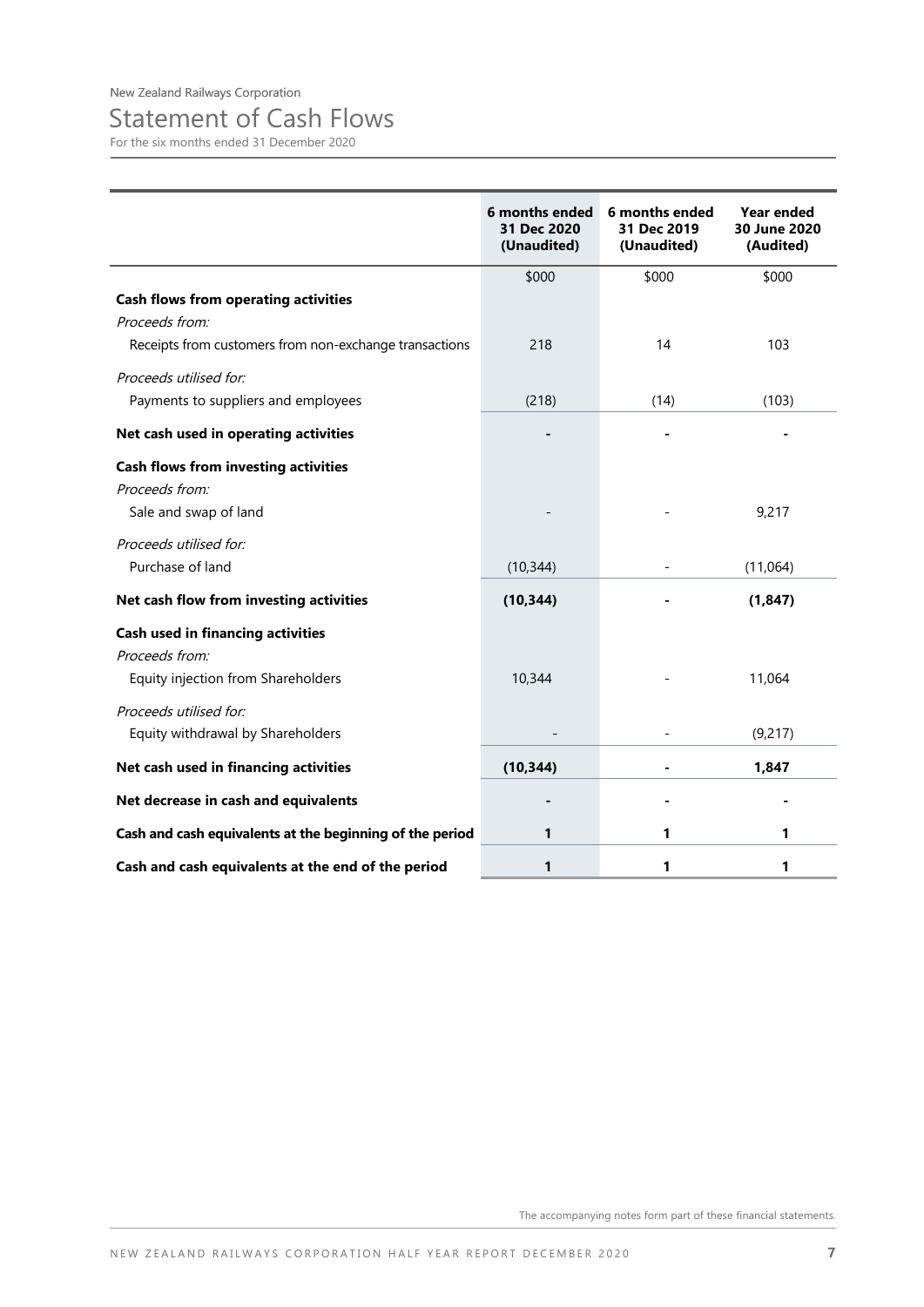New Zealand Railways Corporation

# Statement of Cash Flows

For the six months ended 31 December 2020

| | 6 months ended 31 Dec 2020 (Unaudited) | 6 months ended 31 Dec 2019 (Unaudited) | Year ended 30 June 2020 (Audited) |
|---|---|---|---|
| | $000 | $000 | $000 |
| **Cash flows from operating activities** | | | |
| *Proceeds from:* | | | |
| Receipts from customers from non-exchange transactions | 218 | 14 | 103 |
| *Proceeds utilised for:* | | | |
| Payments to suppliers and employees | (218) | (14) | (103) |
| **Net cash used in operating activities** | **-** | **-** | **-** |
| **Cash flows from investing activities** | | | |
| *Proceeds from:* | | | |
| Sale and swap of land | - | - | 9,217 |
| *Proceeds utilised for:* | | | |
| Purchase of land | (10,344) | - | (11,064) |
| **Net cash flow from investing activities** | **(10,344)** | **-** | **(1,847)** |
| **Cash used in financing activities** | | | |
| *Proceeds from:* | | | |
| Equity injection from Shareholders | 10,344 | - | 11,064 |
| *Proceeds utilised for:* | | | |
| Equity withdrawal by Shareholders | - | - | (9,217) |
| **Net cash used in financing activities** | **(10,344)** | **-** | **1,847** |
| **Net decrease in cash and equivalents** | **-** | **-** | **-** |
| **Cash and cash equivalents at the beginning of the period** | **1** | **1** | **1** |
| **Cash and cash equivalents at the end of the period** | **1** | **1** | **1** |

The accompanying notes form part of these financial statements.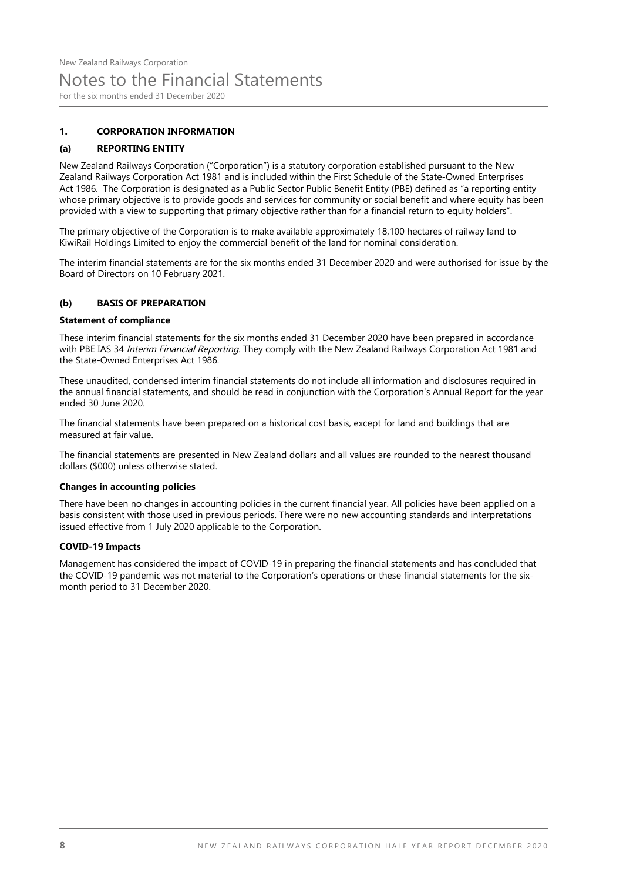New Zealand Railways Corporation

# Notes to the Financial Statements

For the six months ended 31 December 2020

## 1. CORPORATION INFORMATION

### (a) REPORTING ENTITY

New Zealand Railways Corporation ("Corporation") is a statutory corporation established pursuant to the New Zealand Railways Corporation Act 1981 and is included within the First Schedule of the State-Owned Enterprises Act 1986. The Corporation is designated as a Public Sector Public Benefit Entity (PBE) defined as "a reporting entity whose primary objective is to provide goods and services for community or social benefit and where equity has been provided with a view to supporting that primary objective rather than for a financial return to equity holders".

The primary objective of the Corporation is to make available approximately 18,100 hectares of railway land to KiwiRail Holdings Limited to enjoy the commercial benefit of the land for nominal consideration.

The interim financial statements are for the six months ended 31 December 2020 and were authorised for issue by the Board of Directors on 10 February 2021.

### (b) BASIS OF PREPARATION

**Statement of compliance**

These interim financial statements for the six months ended 31 December 2020 have been prepared in accordance with PBE IAS 34 *Interim Financial Reporting*. They comply with the New Zealand Railways Corporation Act 1981 and the State-Owned Enterprises Act 1986.

These unaudited, condensed interim financial statements do not include all information and disclosures required in the annual financial statements, and should be read in conjunction with the Corporation's Annual Report for the year ended 30 June 2020.

The financial statements have been prepared on a historical cost basis, except for land and buildings that are measured at fair value.

The financial statements are presented in New Zealand dollars and all values are rounded to the nearest thousand dollars ($000) unless otherwise stated.

**Changes in accounting policies**

There have been no changes in accounting policies in the current financial year. All policies have been applied on a basis consistent with those used in previous periods. There were no new accounting standards and interpretations issued effective from 1 July 2020 applicable to the Corporation.

**COVID-19 Impacts**

Management has considered the impact of COVID-19 in preparing the financial statements and has concluded that the COVID-19 pandemic was not material to the Corporation's operations or these financial statements for the six-month period to 31 December 2020.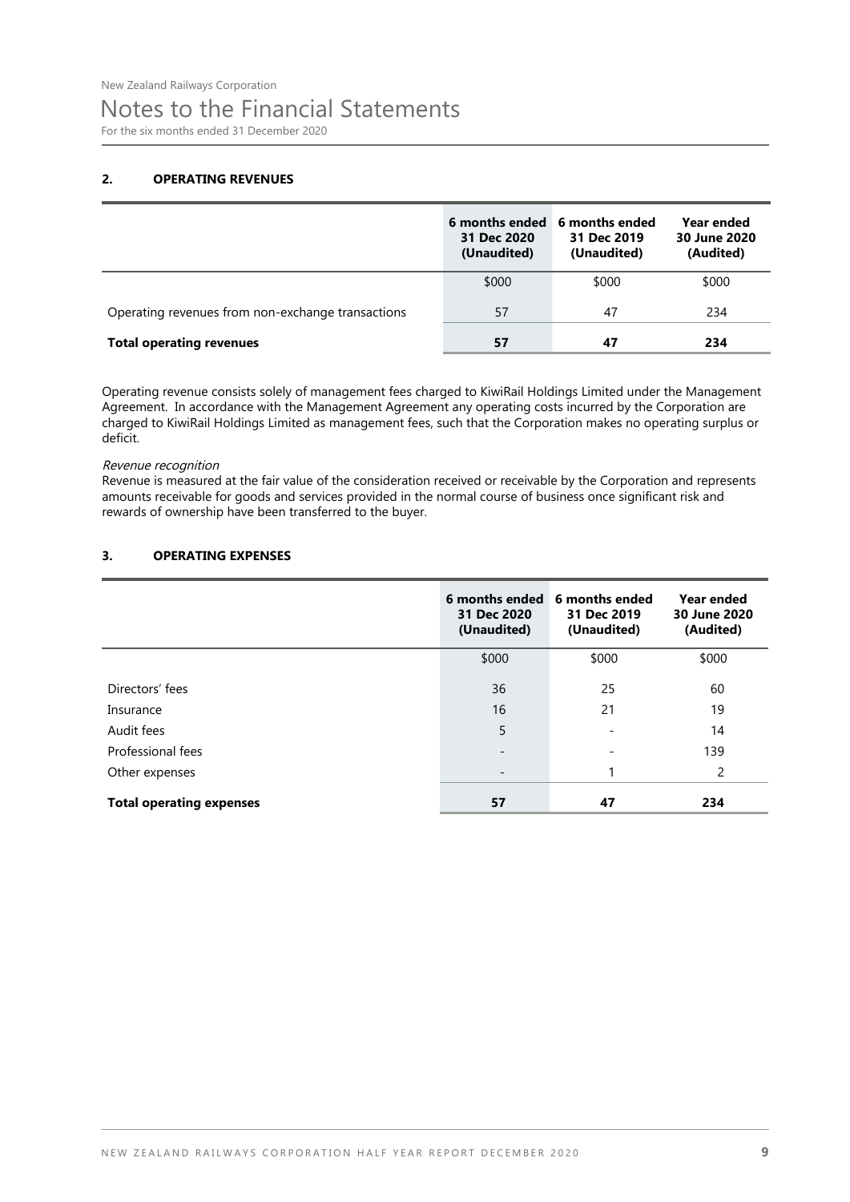# Notes to the Financial Statements

For the six months ended 31 December 2020

## 2. OPERATING REVENUES

| | 6 months ended 31 Dec 2020 (Unaudited) | 6 months ended 31 Dec 2019 (Unaudited) | Year ended 30 June 2020 (Audited) |
|---|---|---|---|
| | $000 | $000 | $000 |
| Operating revenues from non-exchange transactions | 57 | 47 | 234 |
| **Total operating revenues** | **57** | **47** | **234** |

Operating revenue consists solely of management fees charged to KiwiRail Holdings Limited under the Management Agreement. In accordance with the Management Agreement any operating costs incurred by the Corporation are charged to KiwiRail Holdings Limited as management fees, such that the Corporation makes no operating surplus or deficit.

*Revenue recognition*

Revenue is measured at the fair value of the consideration received or receivable by the Corporation and represents amounts receivable for goods and services provided in the normal course of business once significant risk and rewards of ownership have been transferred to the buyer.

## 3. OPERATING EXPENSES

| | 6 months ended 31 Dec 2020 (Unaudited) | 6 months ended 31 Dec 2019 (Unaudited) | Year ended 30 June 2020 (Audited) |
|---|---|---|---|
| | $000 | $000 | $000 |
| Directors' fees | 36 | 25 | 60 |
| Insurance | 16 | 21 | 19 |
| Audit fees | 5 | - | 14 |
| Professional fees | - | - | 139 |
| Other expenses | - | 1 | 2 |
| **Total operating expenses** | **57** | **47** | **234** |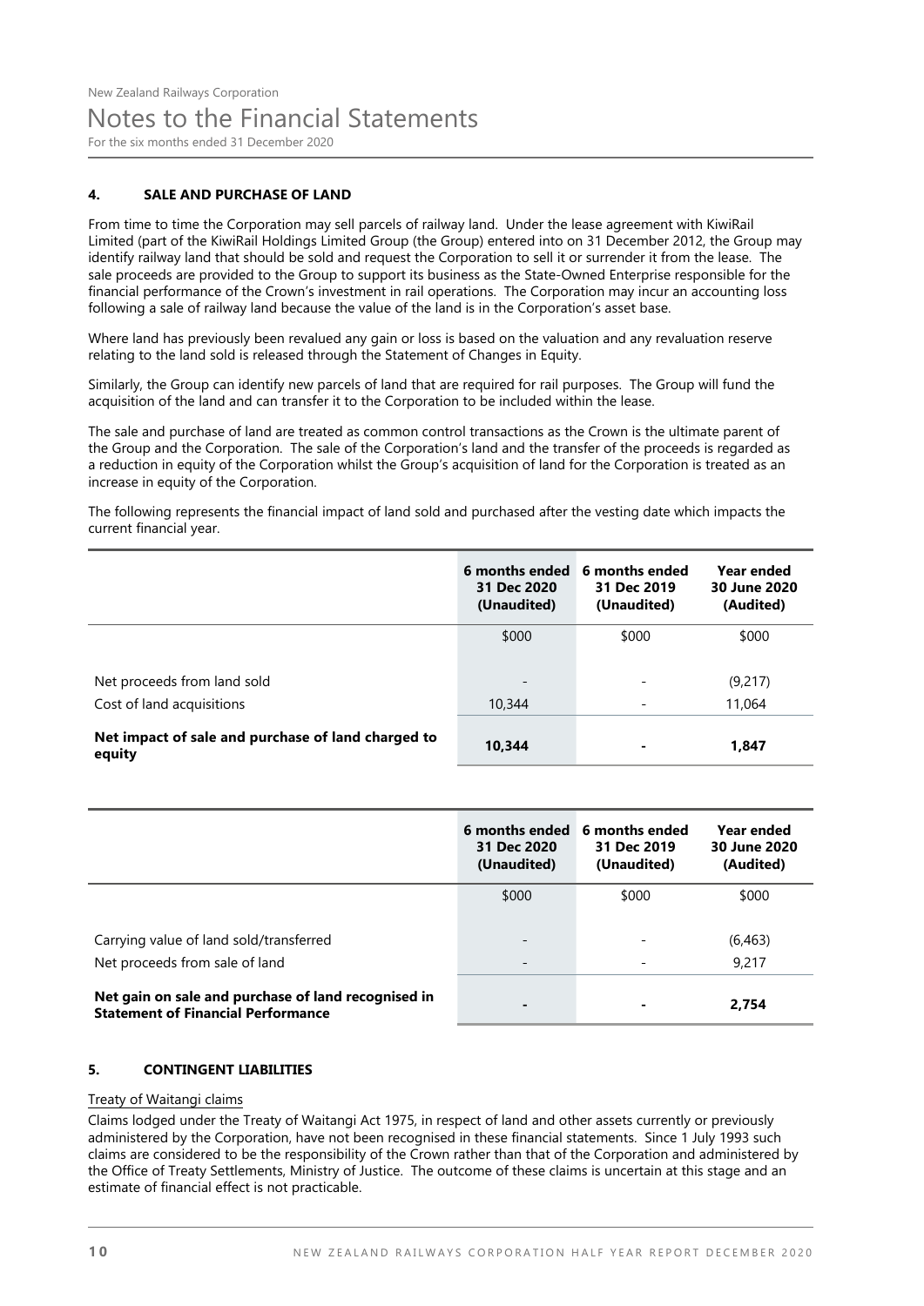### 4. SALE AND PURCHASE OF LAND

From time to time the Corporation may sell parcels of railway land. Under the lease agreement with KiwiRail Limited (part of the KiwiRail Holdings Limited Group (the Group) entered into on 31 December 2012, the Group may identify railway land that should be sold and request the Corporation to sell it or surrender it from the lease. The sale proceeds are provided to the Group to support its business as the State-Owned Enterprise responsible for the financial performance of the Crown's investment in rail operations. The Corporation may incur an accounting loss following a sale of railway land because the value of the land is in the Corporation's asset base.

Where land has previously been revalued any gain or loss is based on the valuation and any revaluation reserve relating to the land sold is released through the Statement of Changes in Equity.

Similarly, the Group can identify new parcels of land that are required for rail purposes. The Group will fund the acquisition of the land and can transfer it to the Corporation to be included within the lease.

The sale and purchase of land are treated as common control transactions as the Crown is the ultimate parent of the Group and the Corporation. The sale of the Corporation's land and the transfer of the proceeds is regarded as a reduction in equity of the Corporation whilst the Group's acquisition of land for the Corporation is treated as an increase in equity of the Corporation.

The following represents the financial impact of land sold and purchased after the vesting date which impacts the current financial year.

| | 6 months ended 31 Dec 2020 (Unaudited) | 6 months ended 31 Dec 2019 (Unaudited) | Year ended 30 June 2020 (Audited) |
|---|---|---|---|
| | $000 | $000 | $000 |
| Net proceeds from land sold | - | - | (9,217) |
| Cost of land acquisitions | 10,344 | - | 11,064 |
| **Net impact of sale and purchase of land charged to equity** | **10,344** | **-** | **1,847** |

| | 6 months ended 31 Dec 2020 (Unaudited) | 6 months ended 31 Dec 2019 (Unaudited) | Year ended 30 June 2020 (Audited) |
|---|---|---|---|
| | $000 | $000 | $000 |
| Carrying value of land sold/transferred | - | - | (6,463) |
| Net proceeds from sale of land | - | - | 9,217 |
| **Net gain on sale and purchase of land recognised in Statement of Financial Performance** | **-** | **-** | **2,754** |

### 5. CONTINGENT LIABILITIES

Treaty of Waitangi claims

Claims lodged under the Treaty of Waitangi Act 1975, in respect of land and other assets currently or previously administered by the Corporation, have not been recognised in these financial statements. Since 1 July 1993 such claims are considered to be the responsibility of the Crown rather than that of the Corporation and administered by the Office of Treaty Settlements, Ministry of Justice. The outcome of these claims is uncertain at this stage and an estimate of financial effect is not practicable.